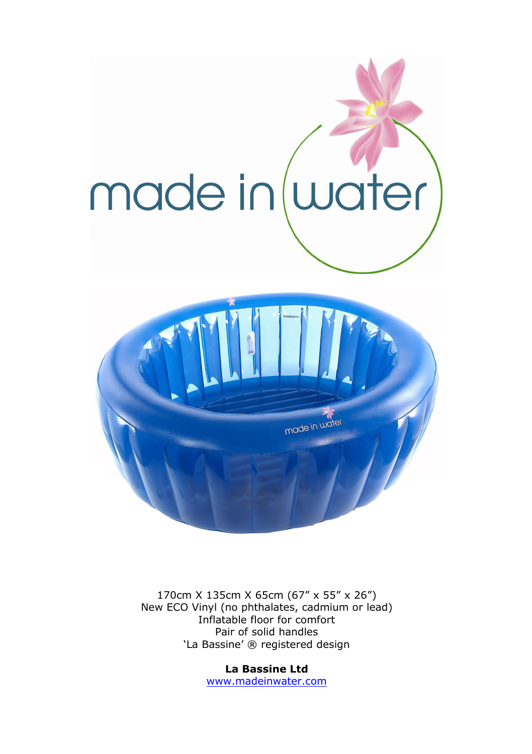made in water

170cm X 135cm X 65cm (67” x 55” x 26”)
New ECO Vinyl (no phthalates, cadmium or lead)
Inflatable floor for comfort
Pair of solid handles
‘La Bassine’ ® registered design

**La Bassine Ltd**
www.madeinwater.com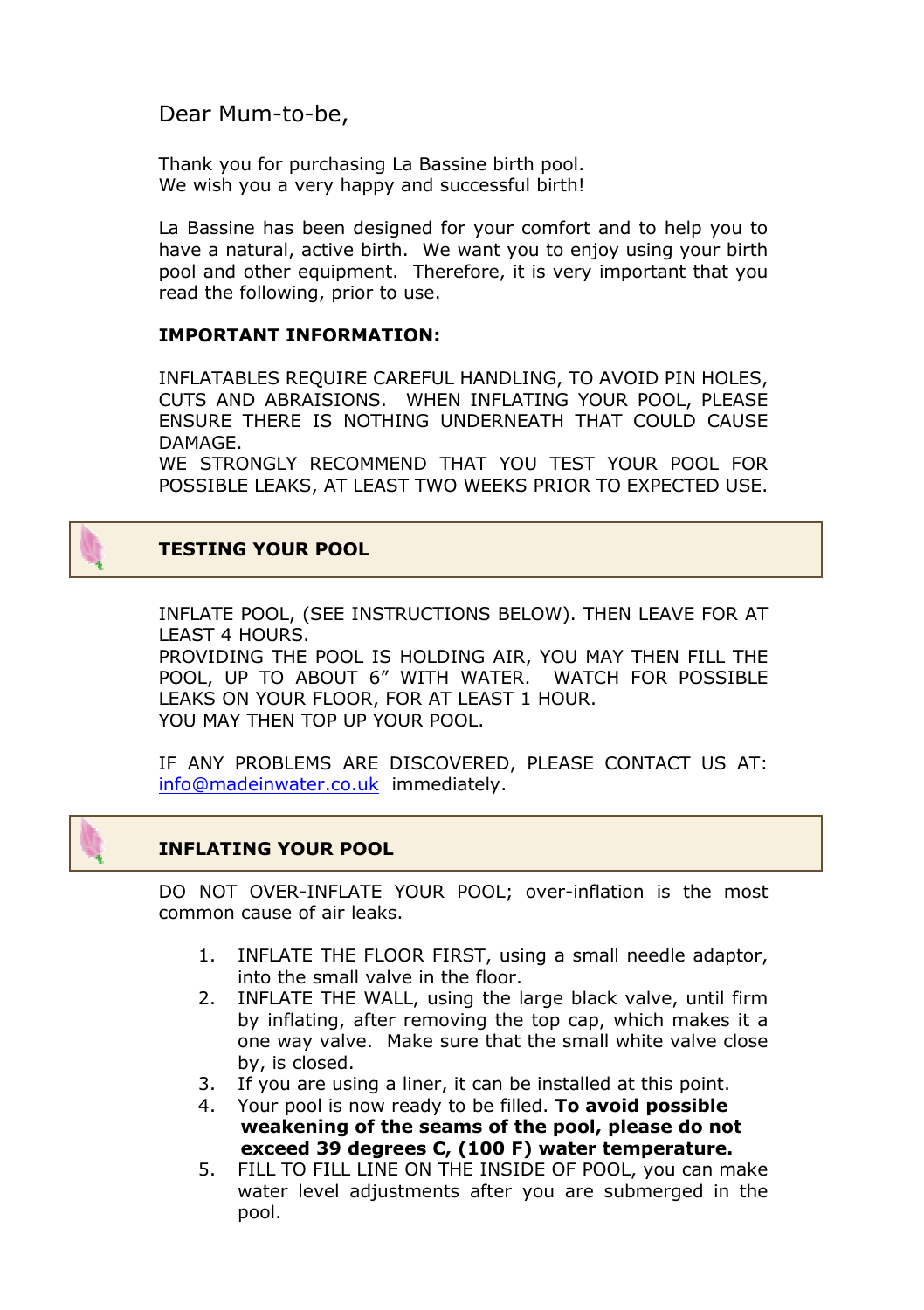Dear Mum-to-be,

Thank you for purchasing La Bassine birth pool.
We wish you a very happy and successful birth!

La Bassine has been designed for your comfort and to help you to have a natural, active birth. We want you to enjoy using your birth pool and other equipment. Therefore, it is very important that you read the following, prior to use.

**IMPORTANT INFORMATION:**

INFLATABLES REQUIRE CAREFUL HANDLING, TO AVOID PIN HOLES, CUTS AND ABRAISIONS. WHEN INFLATING YOUR POOL, PLEASE ENSURE THERE IS NOTHING UNDERNEATH THAT COULD CAUSE DAMAGE.
WE STRONGLY RECOMMEND THAT YOU TEST YOUR POOL FOR POSSIBLE LEAKS, AT LEAST TWO WEEKS PRIOR TO EXPECTED USE.

## TESTING YOUR POOL

INFLATE POOL, (SEE INSTRUCTIONS BELOW). THEN LEAVE FOR AT LEAST 4 HOURS.
PROVIDING THE POOL IS HOLDING AIR, YOU MAY THEN FILL THE POOL, UP TO ABOUT 6" WITH WATER. WATCH FOR POSSIBLE LEAKS ON YOUR FLOOR, FOR AT LEAST 1 HOUR.
YOU MAY THEN TOP UP YOUR POOL.

IF ANY PROBLEMS ARE DISCOVERED, PLEASE CONTACT US AT: info@madeinwater.co.uk immediately.

## INFLATING YOUR POOL

DO NOT OVER-INFLATE YOUR POOL; over-inflation is the most common cause of air leaks.

1. INFLATE THE FLOOR FIRST, using a small needle adaptor, into the small valve in the floor.
2. INFLATE THE WALL, using the large black valve, until firm by inflating, after removing the top cap, which makes it a one way valve. Make sure that the small white valve close by, is closed.
3. If you are using a liner, it can be installed at this point.
4. Your pool is now ready to be filled. **To avoid possible weakening of the seams of the pool, please do not exceed 39 degrees C, (100 F) water temperature.**
5. FILL TO FILL LINE ON THE INSIDE OF POOL, you can make water level adjustments after you are submerged in the pool.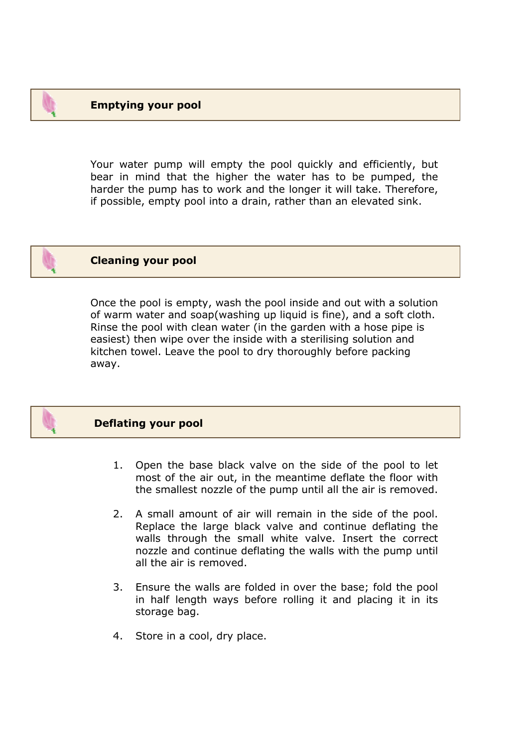## Emptying your pool

Your water pump will empty the pool quickly and efficiently, but bear in mind that the higher the water has to be pumped, the harder the pump has to work and the longer it will take. Therefore, if possible, empty pool into a drain, rather than an elevated sink.

## Cleaning your pool

Once the pool is empty, wash the pool inside and out with a solution of warm water and soap(washing up liquid is fine), and a soft cloth. Rinse the pool with clean water (in the garden with a hose pipe is easiest) then wipe over the inside with a sterilising solution and kitchen towel. Leave the pool to dry thoroughly before packing away.

## Deflating your pool

1. Open the base black valve on the side of the pool to let most of the air out, in the meantime deflate the floor with the smallest nozzle of the pump until all the air is removed.
2. A small amount of air will remain in the side of the pool. Replace the large black valve and continue deflating the walls through the small white valve. Insert the correct nozzle and continue deflating the walls with the pump until all the air is removed.
3. Ensure the walls are folded in over the base; fold the pool in half length ways before rolling it and placing it in its storage bag.
4. Store in a cool, dry place.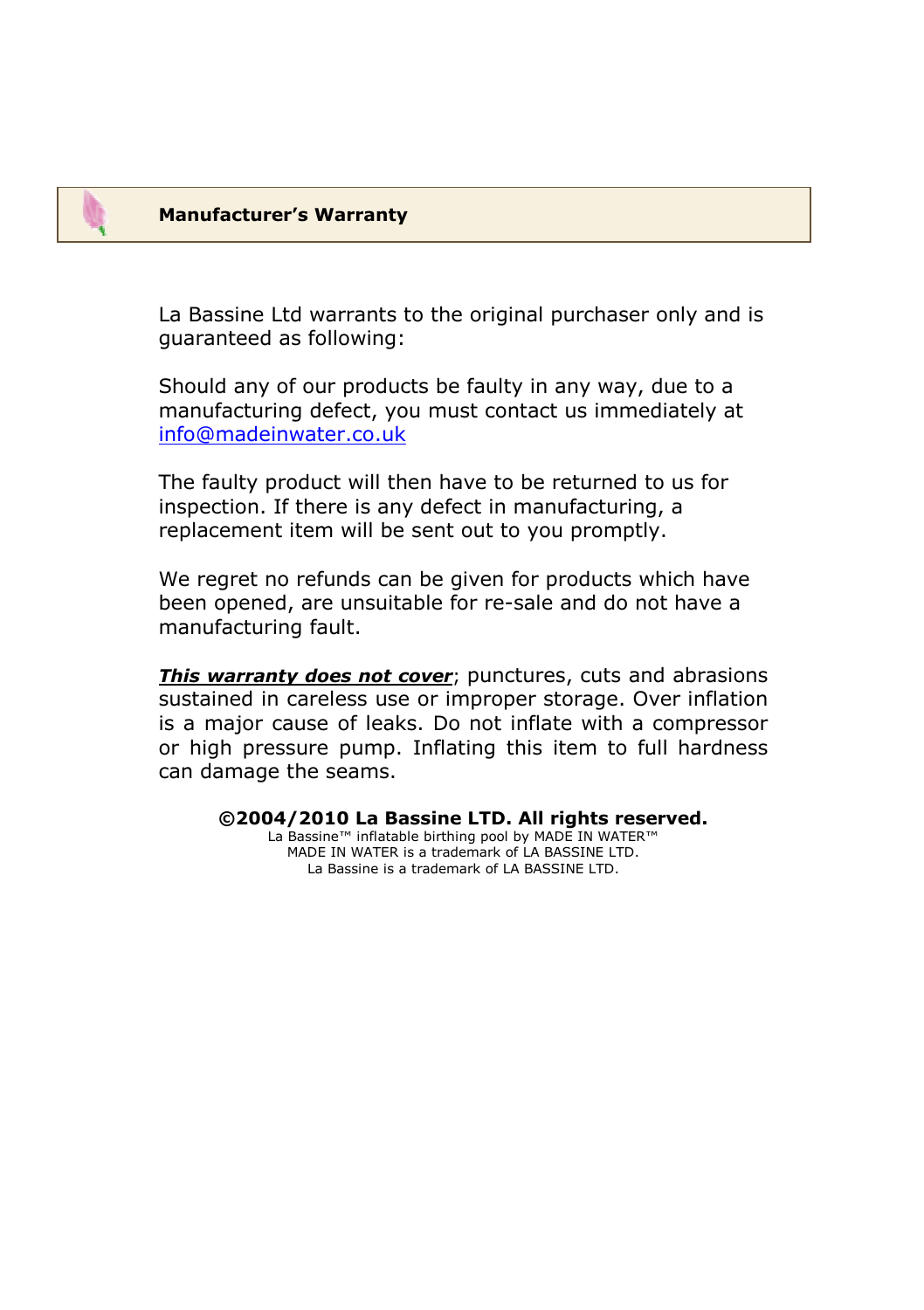## Manufacturer's Warranty

La Bassine Ltd warrants to the original purchaser only and is guaranteed as following:

Should any of our products be faulty in any way, due to a manufacturing defect, you must contact us immediately at info@madeinwater.co.uk

The faulty product will then have to be returned to us for inspection. If there is any defect in manufacturing, a replacement item will be sent out to you promptly.

We regret no refunds can be given for products which have been opened, are unsuitable for re-sale and do not have a manufacturing fault.

***This warranty does not cover***; punctures, cuts and abrasions sustained in careless use or improper storage. Over inflation is a major cause of leaks. Do not inflate with a compressor or high pressure pump. Inflating this item to full hardness can damage the seams.

**©2004/2010 La Bassine LTD. All rights reserved.**
La Bassine™ inflatable birthing pool by MADE IN WATER™
MADE IN WATER is a trademark of LA BASSINE LTD.
La Bassine is a trademark of LA BASSINE LTD.